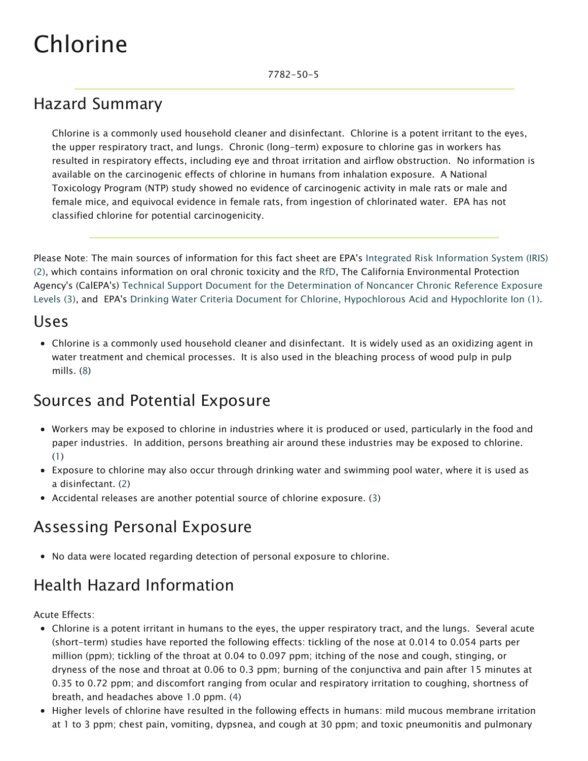# Chlorine

7782-50-5

## Hazard Summary

Chlorine is a commonly used household cleaner and disinfectant. Chlorine is a potent irritant to the eyes, the upper respiratory tract, and lungs. Chronic (long-term) exposure to chlorine gas in workers has resulted in respiratory effects, including eye and throat irritation and airflow obstruction. No information is available on the carcinogenic effects of chlorine in humans from inhalation exposure. A National Toxicology Program (NTP) study showed no evidence of carcinogenic activity in male rats or male and female mice, and equivocal evidence in female rats, from ingestion of chlorinated water. EPA has not classified chlorine for potential carcinogenicity.

Please Note: The main sources of information for this fact sheet are EPA's Integrated Risk Information System (IRIS) (2), which contains information on oral chronic toxicity and the RfD, The California Environmental Protection Agency's (CalEPA's) Technical Support Document for the Determination of Noncancer Chronic Reference Exposure Levels (3), and EPA's Drinking Water Criteria Document for Chlorine, Hypochlorous Acid and Hypochlorite Ion (1).

## Uses

- Chlorine is a commonly used household cleaner and disinfectant. It is widely used as an oxidizing agent in water treatment and chemical processes. It is also used in the bleaching process of wood pulp in pulp mills. (8)

## Sources and Potential Exposure

- Workers may be exposed to chlorine in industries where it is produced or used, particularly in the food and paper industries. In addition, persons breathing air around these industries may be exposed to chlorine. (1)
- Exposure to chlorine may also occur through drinking water and swimming pool water, where it is used as a disinfectant. (2)
- Accidental releases are another potential source of chlorine exposure. (3)

## Assessing Personal Exposure

- No data were located regarding detection of personal exposure to chlorine.

## Health Hazard Information

Acute Effects:

- Chlorine is a potent irritant in humans to the eyes, the upper respiratory tract, and the lungs. Several acute (short-term) studies have reported the following effects: tickling of the nose at 0.014 to 0.054 parts per million (ppm); tickling of the throat at 0.04 to 0.097 ppm; itching of the nose and cough, stinging, or dryness of the nose and throat at 0.06 to 0.3 ppm; burning of the conjunctiva and pain after 15 minutes at 0.35 to 0.72 ppm; and discomfort ranging from ocular and respiratory irritation to coughing, shortness of breath, and headaches above 1.0 ppm. (4)
- Higher levels of chlorine have resulted in the following effects in humans: mild mucous membrane irritation at 1 to 3 ppm; chest pain, vomiting, dypsnea, and cough at 30 ppm; and toxic pneumonitis and pulmonary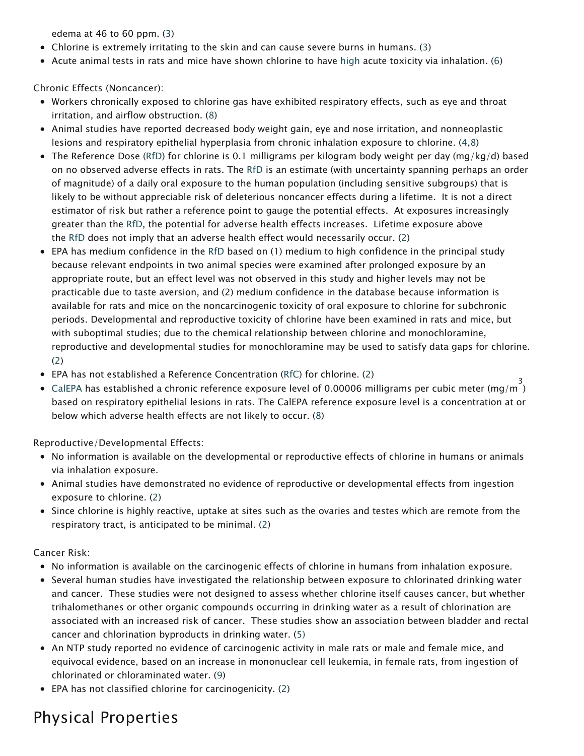edema at 46 to 60 ppm. (3)

- Chlorine is extremely irritating to the skin and can cause severe burns in humans. (3)
- Acute animal tests in rats and mice have shown chlorine to have high acute toxicity via inhalation. (6)

Chronic Effects (Noncancer):

- Workers chronically exposed to chlorine gas have exhibited respiratory effects, such as eye and throat irritation, and airflow obstruction. (8)
- Animal studies have reported decreased body weight gain, eye and nose irritation, and nonneoplastic lesions and respiratory epithelial hyperplasia from chronic inhalation exposure to chlorine. (4,8)
- The Reference Dose (RfD) for chlorine is 0.1 milligrams per kilogram body weight per day (mg/kg/d) based on no observed adverse effects in rats. The RfD is an estimate (with uncertainty spanning perhaps an order of magnitude) of a daily oral exposure to the human population (including sensitive subgroups) that is likely to be without appreciable risk of deleterious noncancer effects during a lifetime. It is not a direct estimator of risk but rather a reference point to gauge the potential effects. At exposures increasingly greater than the RfD, the potential for adverse health effects increases. Lifetime exposure above the RfD does not imply that an adverse health effect would necessarily occur. (2)
- EPA has medium confidence in the RfD based on (1) medium to high confidence in the principal study because relevant endpoints in two animal species were examined after prolonged exposure by an appropriate route, but an effect level was not observed in this study and higher levels may not be practicable due to taste aversion, and (2) medium confidence in the database because information is available for rats and mice on the noncarcinogenic toxicity of oral exposure to chlorine for subchronic periods. Developmental and reproductive toxicity of chlorine have been examined in rats and mice, but with suboptimal studies; due to the chemical relationship between chlorine and monochloramine, reproductive and developmental studies for monochloramine may be used to satisfy data gaps for chlorine. (2)
- EPA has not established a Reference Concentration (RfC) for chlorine. (2)
- CalEPA has established a chronic reference exposure level of 0.00006 milligrams per cubic meter ($mg/m^3$) based on respiratory epithelial lesions in rats. The CalEPA reference exposure level is a concentration at or below which adverse health effects are not likely to occur. (8)

Reproductive/Developmental Effects:

- No information is available on the developmental or reproductive effects of chlorine in humans or animals via inhalation exposure.
- Animal studies have demonstrated no evidence of reproductive or developmental effects from ingestion exposure to chlorine. (2)
- Since chlorine is highly reactive, uptake at sites such as the ovaries and testes which are remote from the respiratory tract, is anticipated to be minimal. (2)

Cancer Risk:

- No information is available on the carcinogenic effects of chlorine in humans from inhalation exposure.
- Several human studies have investigated the relationship between exposure to chlorinated drinking water and cancer. These studies were not designed to assess whether chlorine itself causes cancer, but whether trihalomethanes or other organic compounds occurring in drinking water as a result of chlorination are associated with an increased risk of cancer. These studies show an association between bladder and rectal cancer and chlorination byproducts in drinking water. (5)
- An NTP study reported no evidence of carcinogenic activity in male rats or male and female mice, and equivocal evidence, based on an increase in mononuclear cell leukemia, in female rats, from ingestion of chlorinated or chloraminated water. (9)
- EPA has not classified chlorine for carcinogenicity. (2)

# Physical Properties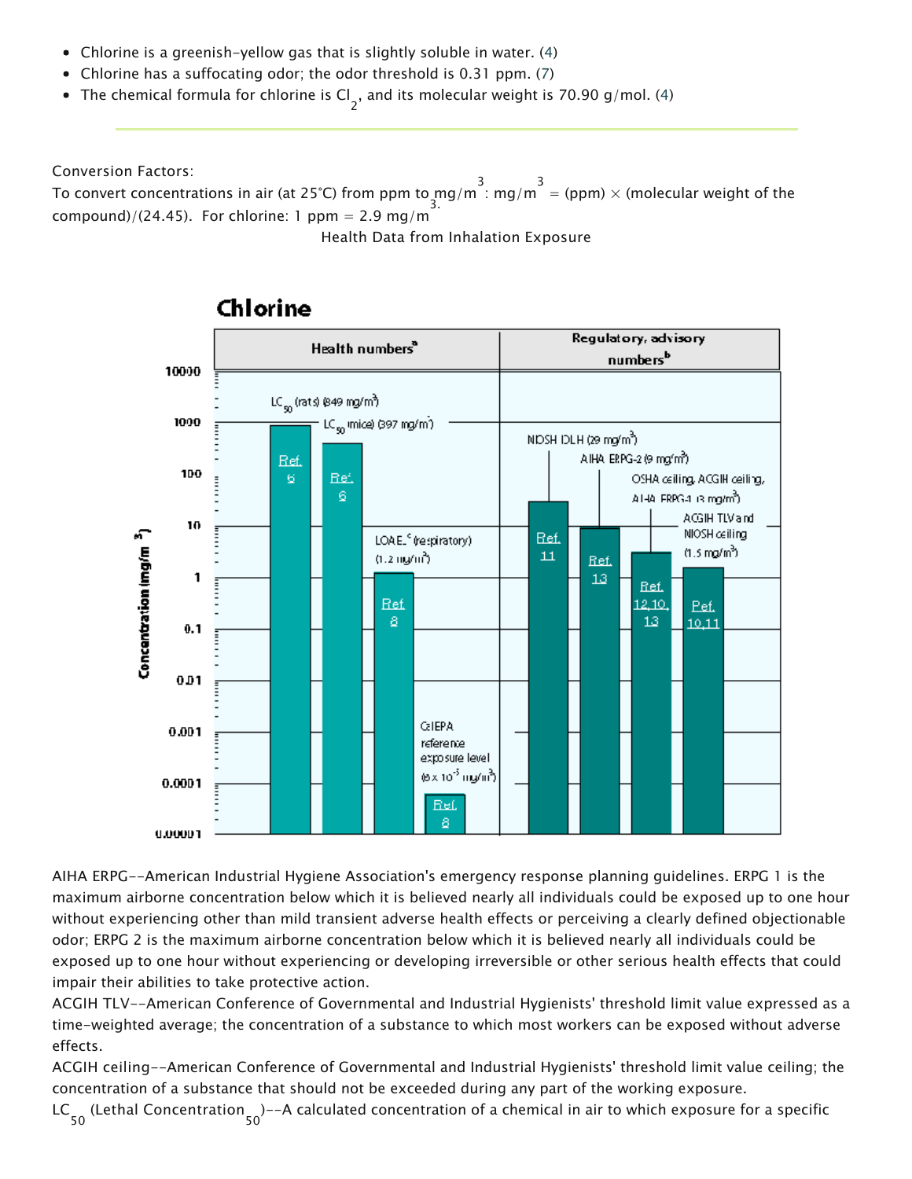- Chlorine is a greenish-yellow gas that is slightly soluble in water. (4)
- Chlorine has a suffocating odor; the odor threshold is 0.31 ppm. (7)
- The chemical formula for chlorine is $Cl_2$, and its molecular weight is 70.90 g/mol. (4)

---

Conversion Factors:
To convert concentrations in air (at 25°C) from ppm to $mg/m^3$: $mg/m^3$ = (ppm) × (molecular weight of the compound)/(24.45). For chlorine: 1 ppm = 2.9 $mg/m^3$.

Health Data from Inhalation Exposure

**Chlorine**

| Health numbers[a] | Concentration ($mg/m^3$) | Ref. |
|---|---|---|
| $LC_{50}$ (rats) | 849 | Ref. 6 |
| $LC_{50}$ (mice) | 397 | Ref. 6 |
| LOAE[c] (respiratory) | 1.2 | Ref. 8 |
| CalEPA reference exposure level | $6 \times 10^{-5}$ | Ref. 8 |

| Regulatory, advisory numbers[b] | Concentration ($mg/m^3$) | Ref. |
|---|---|---|
| NIOSH IDLH | 29 | Ref. 11 |
| AIHA ERPG-2 | 9 | Ref. 13 |
| OSHA ceiling, ACGIH ceiling, AIHA ERPG-1 | 3 | Ref. 12,10,13 |
| ACGIH TLV and NIOSH ceiling | 1.5 | Ref. 10,11 |

AIHA ERPG--American Industrial Hygiene Association's emergency response planning guidelines. ERPG 1 is the maximum airborne concentration below which it is believed nearly all individuals could be exposed up to one hour without experiencing other than mild transient adverse health effects or perceiving a clearly defined objectionable odor; ERPG 2 is the maximum airborne concentration below which it is believed nearly all individuals could be exposed up to one hour without experiencing or developing irreversible or other serious health effects that could impair their abilities to take protective action.

ACGIH TLV--American Conference of Governmental and Industrial Hygienists' threshold limit value expressed as a time-weighted average; the concentration of a substance to which most workers can be exposed without adverse effects.

ACGIH ceiling--American Conference of Governmental and Industrial Hygienists' threshold limit value ceiling; the concentration of a substance that should not be exceeded during any part of the working exposure.

$LC_{50}$ (Lethal Concentration$_{50}$)--A calculated concentration of a chemical in air to which exposure for a specific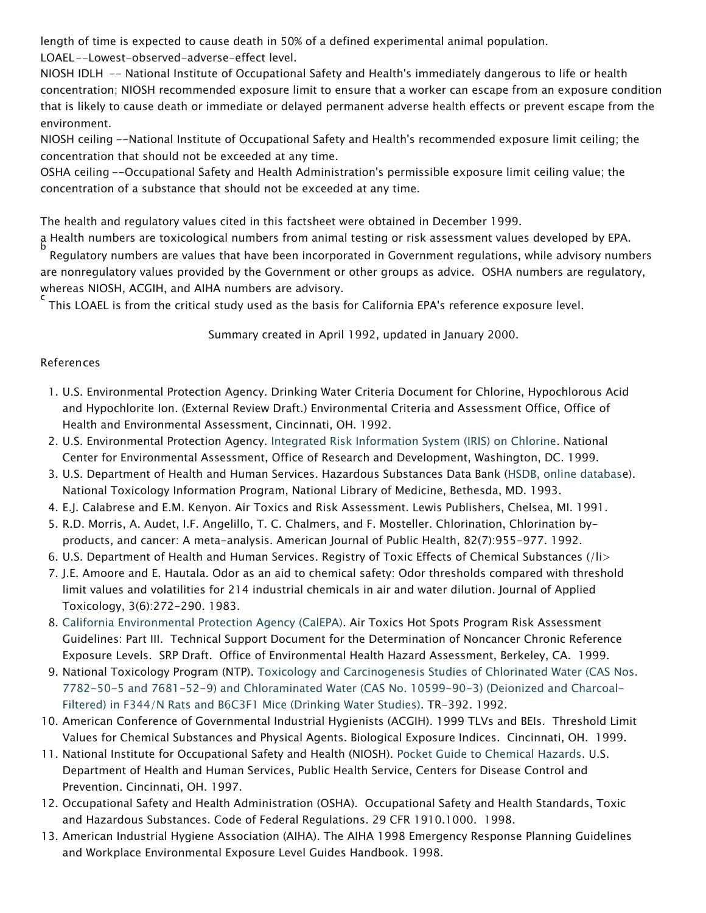length of time is expected to cause death in 50% of a defined experimental animal population.
LOAEL--Lowest-observed-adverse-effect level.
NIOSH IDLH -- National Institute of Occupational Safety and Health's immediately dangerous to life or health concentration; NIOSH recommended exposure limit to ensure that a worker can escape from an exposure condition that is likely to cause death or immediate or delayed permanent adverse health effects or prevent escape from the environment.
NIOSH ceiling --National Institute of Occupational Safety and Health's recommended exposure limit ceiling; the concentration that should not be exceeded at any time.
OSHA ceiling --Occupational Safety and Health Administration's permissible exposure limit ceiling value; the concentration of a substance that should not be exceeded at any time.

The health and regulatory values cited in this factsheet were obtained in December 1999.
[a] Health numbers are toxicological numbers from animal testing or risk assessment values developed by EPA.
[b] Regulatory numbers are values that have been incorporated in Government regulations, while advisory numbers are nonregulatory values provided by the Government or other groups as advice. OSHA numbers are regulatory, whereas NIOSH, ACGIH, and AIHA numbers are advisory.
[c] This LOAEL is from the critical study used as the basis for California EPA's reference exposure level.

Summary created in April 1992, updated in January 2000.

References

1. U.S. Environmental Protection Agency. Drinking Water Criteria Document for Chlorine, Hypochlorous Acid and Hypochlorite Ion. (External Review Draft.) Environmental Criteria and Assessment Office, Office of Health and Environmental Assessment, Cincinnati, OH. 1992.
2. U.S. Environmental Protection Agency. Integrated Risk Information System (IRIS) on Chlorine. National Center for Environmental Assessment, Office of Research and Development, Washington, DC. 1999.
3. U.S. Department of Health and Human Services. Hazardous Substances Data Bank (HSDB, online database). National Toxicology Information Program, National Library of Medicine, Bethesda, MD. 1993.
4. E.J. Calabrese and E.M. Kenyon. Air Toxics and Risk Assessment. Lewis Publishers, Chelsea, MI. 1991.
5. R.D. Morris, A. Audet, I.F. Angelillo, T. C. Chalmers, and F. Mosteller. Chlorination, Chlorination by-products, and cancer: A meta-analysis. American Journal of Public Health, 82(7):955-977. 1992.
6. U.S. Department of Health and Human Services. Registry of Toxic Effects of Chemical Substances (/li>
7. J.E. Amoore and E. Hautala. Odor as an aid to chemical safety: Odor thresholds compared with threshold limit values and volatilities for 214 industrial chemicals in air and water dilution. Journal of Applied Toxicology, 3(6):272-290. 1983.
8. California Environmental Protection Agency (CalEPA). Air Toxics Hot Spots Program Risk Assessment Guidelines: Part III. Technical Support Document for the Determination of Noncancer Chronic Reference Exposure Levels. SRP Draft. Office of Environmental Health Hazard Assessment, Berkeley, CA. 1999.
9. National Toxicology Program (NTP). Toxicology and Carcinogenesis Studies of Chlorinated Water (CAS Nos. 7782-50-5 and 7681-52-9) and Chloraminated Water (CAS No. 10599-90-3) (Deionized and Charcoal-Filtered) in F344/N Rats and B6C3F1 Mice (Drinking Water Studies). TR-392. 1992.
10. American Conference of Governmental Industrial Hygienists (ACGIH). 1999 TLVs and BEIs. Threshold Limit Values for Chemical Substances and Physical Agents. Biological Exposure Indices. Cincinnati, OH. 1999.
11. National Institute for Occupational Safety and Health (NIOSH). Pocket Guide to Chemical Hazards. U.S. Department of Health and Human Services, Public Health Service, Centers for Disease Control and Prevention. Cincinnati, OH. 1997.
12. Occupational Safety and Health Administration (OSHA). Occupational Safety and Health Standards, Toxic and Hazardous Substances. Code of Federal Regulations. 29 CFR 1910.1000. 1998.
13. American Industrial Hygiene Association (AIHA). The AIHA 1998 Emergency Response Planning Guidelines and Workplace Environmental Exposure Level Guides Handbook. 1998.